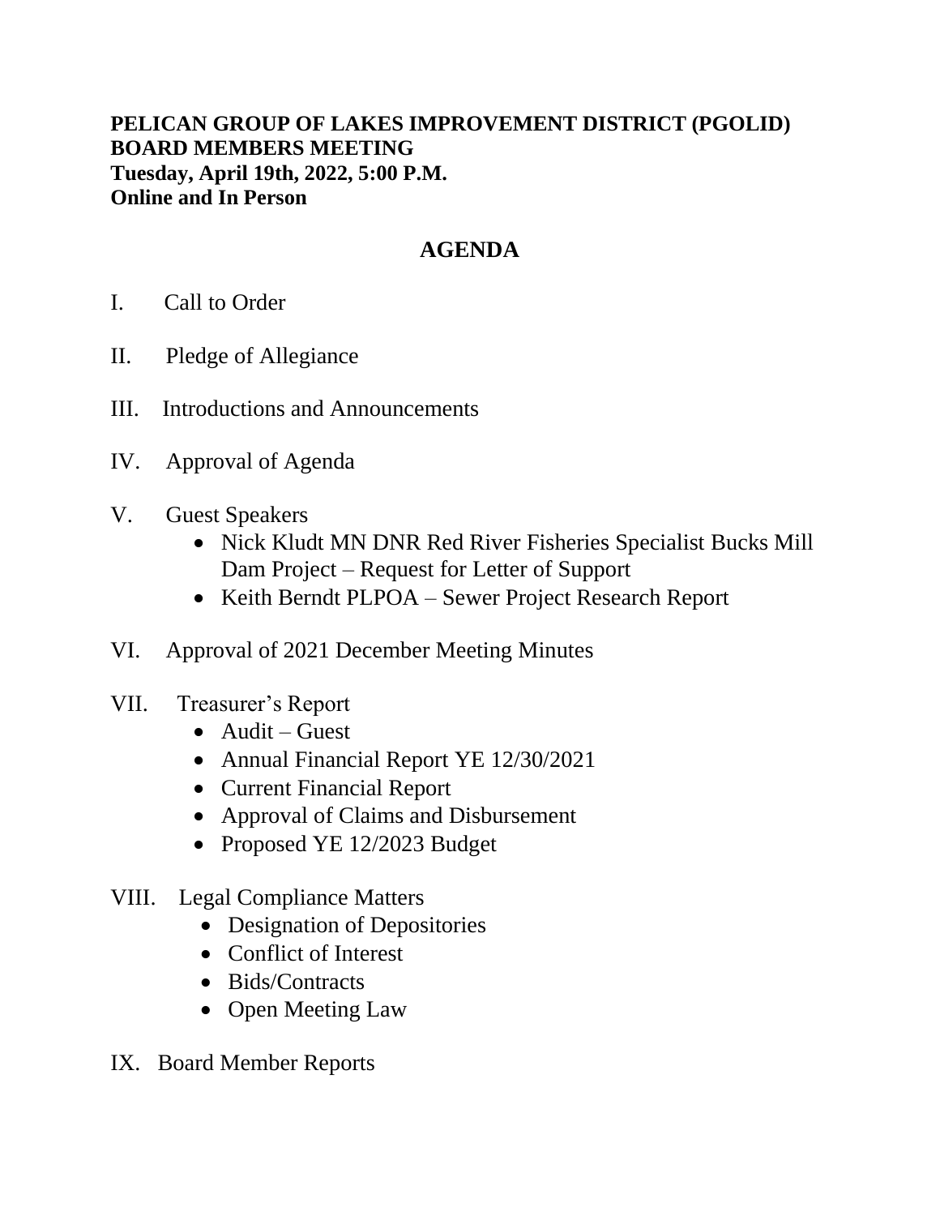**PELICAN GROUP OF LAKES IMPROVEMENT DISTRICT (PGOLID)**
**BOARD MEMBERS MEETING**
**Tuesday, April 19th, 2022, 5:00 P.M.**
**Online and In Person**

## AGENDA

I. Call to Order

II. Pledge of Allegiance

III. Introductions and Announcements

IV. Approval of Agenda

V. Guest Speakers
- Nick Kludt MN DNR Red River Fisheries Specialist Bucks Mill Dam Project – Request for Letter of Support
- Keith Berndt PLPOA – Sewer Project Research Report

VI. Approval of 2021 December Meeting Minutes

VII. Treasurer's Report
- Audit – Guest
- Annual Financial Report YE 12/30/2021
- Current Financial Report
- Approval of Claims and Disbursement
- Proposed YE 12/2023 Budget

VIII. Legal Compliance Matters
- Designation of Depositories
- Conflict of Interest
- Bids/Contracts
- Open Meeting Law

IX. Board Member Reports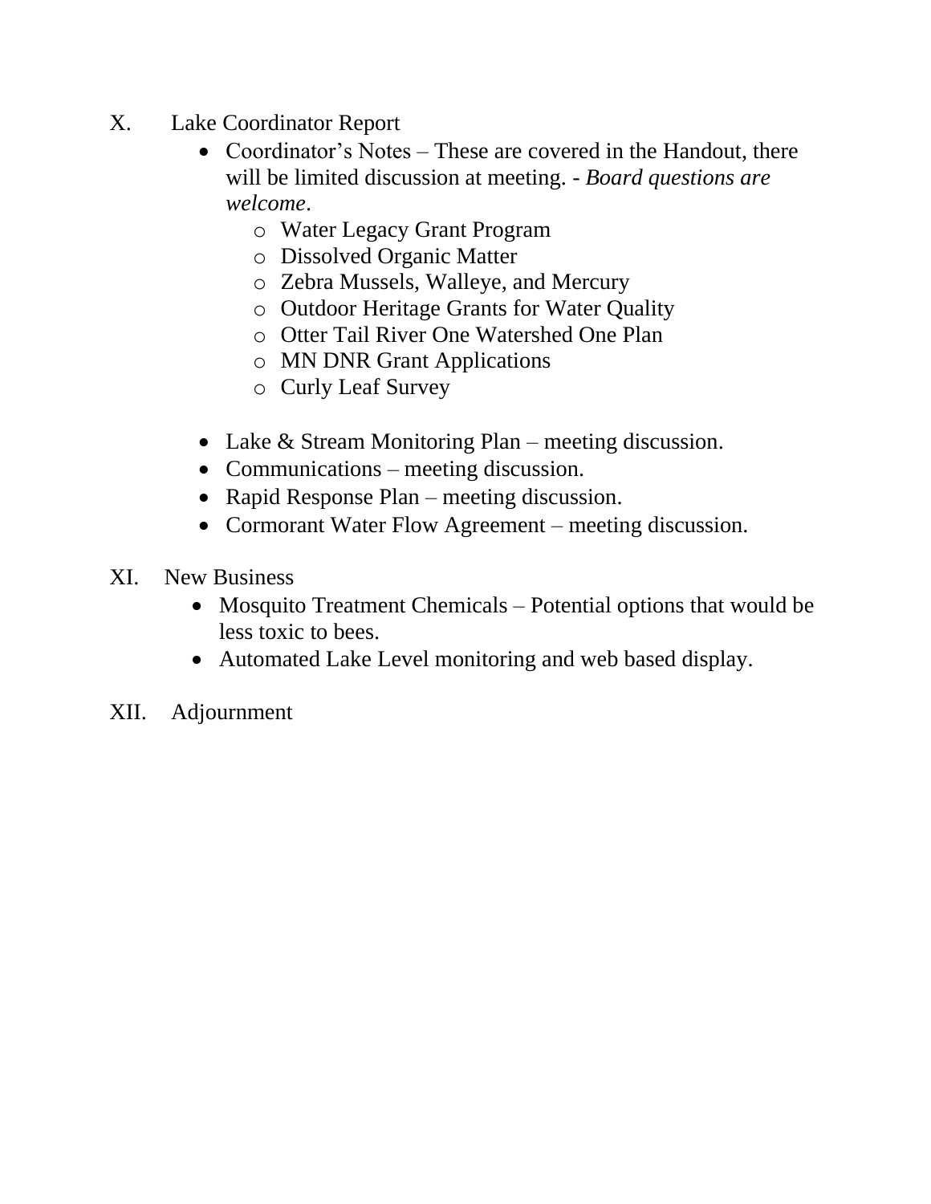X. Lake Coordinator Report

- Coordinator's Notes – These are covered in the Handout, there will be limited discussion at meeting. - *Board questions are welcome*.
    - Water Legacy Grant Program
    - Dissolved Organic Matter
    - Zebra Mussels, Walleye, and Mercury
    - Outdoor Heritage Grants for Water Quality
    - Otter Tail River One Watershed One Plan
    - MN DNR Grant Applications
    - Curly Leaf Survey

- Lake & Stream Monitoring Plan – meeting discussion.
- Communications – meeting discussion.
- Rapid Response Plan – meeting discussion.
- Cormorant Water Flow Agreement – meeting discussion.

XI. New Business

- Mosquito Treatment Chemicals – Potential options that would be less toxic to bees.
- Automated Lake Level monitoring and web based display.

XII. Adjournment